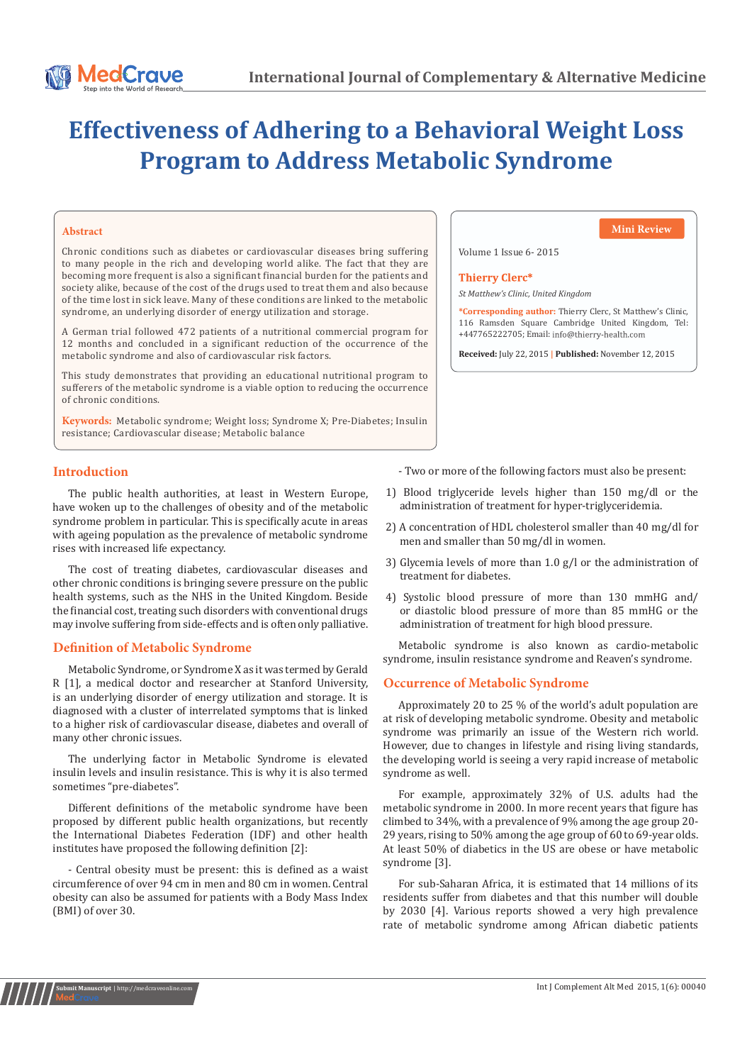# Effectiveness of Adhering to a Behavioral Weight Loss Program to Address Metabolic Syndrome

Mini Review

Volume 1 Issue 6- 2015

**Thierry Clerc***

*St Matthew's Clinic, United Kingdom*

***Corresponding author:** Thierry Clerc, St Matthew's Clinic, 116 Ramsden Square Cambridge United Kingdom, Tel: +447765222705; Email: info@thierry-health.com

**Received:** July 22, 2015 | **Published:** November 12, 2015

## Abstract

Chronic conditions such as diabetes or cardiovascular diseases bring suffering to many people in the rich and developing world alike. The fact that they are becoming more frequent is also a significant financial burden for the patients and society alike, because of the cost of the drugs used to treat them and also because of the time lost in sick leave. Many of these conditions are linked to the metabolic syndrome, an underlying disorder of energy utilization and storage.

A German trial followed 472 patients of a nutritional commercial program for 12 months and concluded in a significant reduction of the occurrence of the metabolic syndrome and also of cardiovascular risk factors.

This study demonstrates that providing an educational nutritional program to sufferers of the metabolic syndrome is a viable option to reducing the occurrence of chronic conditions.

**Keywords:** Metabolic syndrome; Weight loss; Syndrome X; Pre-Diabetes; Insulin resistance; Cardiovascular disease; Metabolic balance

## Introduction

The public health authorities, at least in Western Europe, have woken up to the challenges of obesity and of the metabolic syndrome problem in particular. This is specifically acute in areas with ageing population as the prevalence of metabolic syndrome rises with increased life expectancy.

The cost of treating diabetes, cardiovascular diseases and other chronic conditions is bringing severe pressure on the public health systems, such as the NHS in the United Kingdom. Beside the financial cost, treating such disorders with conventional drugs may involve suffering from side-effects and is often only palliative.

## Definition of Metabolic Syndrome

Metabolic Syndrome, or Syndrome X as it was termed by Gerald R [1], a medical doctor and researcher at Stanford University, is an underlying disorder of energy utilization and storage. It is diagnosed with a cluster of interrelated symptoms that is linked to a higher risk of cardiovascular disease, diabetes and overall of many other chronic issues.

The underlying factor in Metabolic Syndrome is elevated insulin levels and insulin resistance. This is why it is also termed sometimes "pre-diabetes".

Different definitions of the metabolic syndrome have been proposed by different public health organizations, but recently the International Diabetes Federation (IDF) and other health institutes have proposed the following definition [2]:

- Central obesity must be present: this is defined as a waist circumference of over 94 cm in men and 80 cm in women. Central obesity can also be assumed for patients with a Body Mass Index (BMI) of over 30.

- Two or more of the following factors must also be present:

1) Blood triglyceride levels higher than 150 mg/dl or the administration of treatment for hyper-triglyceridemia.
2) A concentration of HDL cholesterol smaller than 40 mg/dl for men and smaller than 50 mg/dl in women.
3) Glycemia levels of more than 1.0 g/l or the administration of treatment for diabetes.
4) Systolic blood pressure of more than 130 mmHG and/or diastolic blood pressure of more than 85 mmHG or the administration of treatment for high blood pressure.

Metabolic syndrome is also known as cardio-metabolic syndrome, insulin resistance syndrome and Reaven's syndrome.

## Occurrence of Metabolic Syndrome

Approximately 20 to 25 % of the world's adult population are at risk of developing metabolic syndrome. Obesity and metabolic syndrome was primarily an issue of the Western rich world. However, due to changes in lifestyle and rising living standards, the developing world is seeing a very rapid increase of metabolic syndrome as well.

For example, approximately 32% of U.S. adults had the metabolic syndrome in 2000. In more recent years that figure has climbed to 34%, with a prevalence of 9% among the age group 20-29 years, rising to 50% among the age group of 60 to 69-year olds. At least 50% of diabetics in the US are obese or have metabolic syndrome [3].

For sub-Saharan Africa, it is estimated that 14 millions of its residents suffer from diabetes and that this number will double by 2030 [4]. Various reports showed a very high prevalence rate of metabolic syndrome among African diabetic patients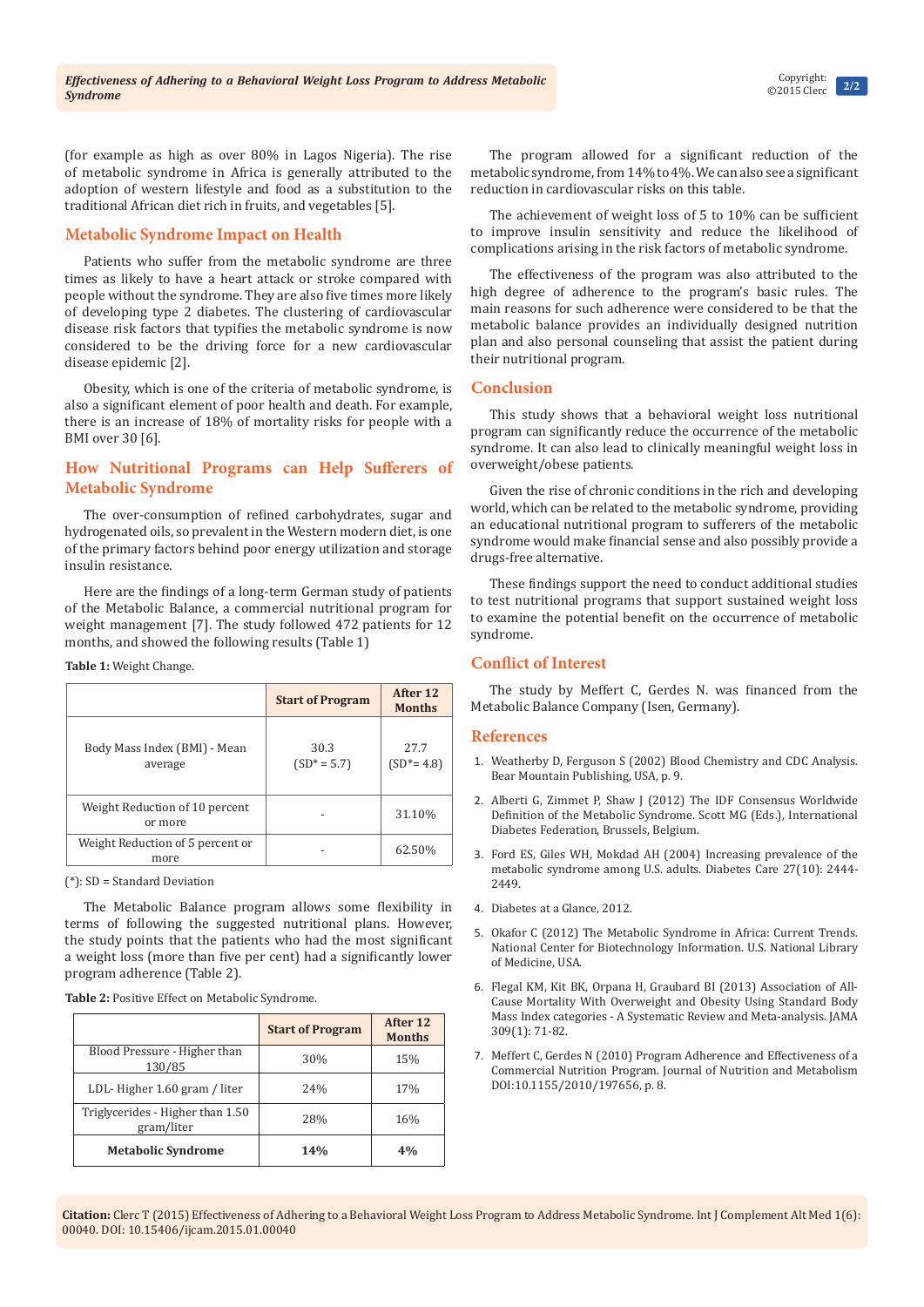(for example as high as over 80% in Lagos Nigeria). The rise of metabolic syndrome in Africa is generally attributed to the adoption of western lifestyle and food as a substitution to the traditional African diet rich in fruits, and vegetables [5].

## Metabolic Syndrome Impact on Health

Patients who suffer from the metabolic syndrome are three times as likely to have a heart attack or stroke compared with people without the syndrome. They are also five times more likely of developing type 2 diabetes. The clustering of cardiovascular disease risk factors that typifies the metabolic syndrome is now considered to be the driving force for a new cardiovascular disease epidemic [2].

Obesity, which is one of the criteria of metabolic syndrome, is also a significant element of poor health and death. For example, there is an increase of 18% of mortality risks for people with a BMI over 30 [6].

## How Nutritional Programs can Help Sufferers of Metabolic Syndrome

The over-consumption of refined carbohydrates, sugar and hydrogenated oils, so prevalent in the Western modern diet, is one of the primary factors behind poor energy utilization and storage insulin resistance.

Here are the findings of a long-term German study of patients of the Metabolic Balance, a commercial nutritional program for weight management [7]. The study followed 472 patients for 12 months, and showed the following results (Table 1)

**Table 1:** Weight Change.

| | Start of Program | After 12 Months |
|---|---|---|
| Body Mass Index (BMI) - Mean average | 30.3 (SD* = 5.7) | 27.7 (SD*= 4.8) |
| Weight Reduction of 10 percent or more | - | 31.10% |
| Weight Reduction of 5 percent or more | - | 62.50% |

(*): SD = Standard Deviation

The Metabolic Balance program allows some flexibility in terms of following the suggested nutritional plans. However, the study points that the patients who had the most significant a weight loss (more than five per cent) had a significantly lower program adherence (Table 2).

**Table 2:** Positive Effect on Metabolic Syndrome.

| | Start of Program | After 12 Months |
|---|---|---|
| Blood Pressure - Higher than 130/85 | 30% | 15% |
| LDL- Higher 1.60 gram / liter | 24% | 17% |
| Triglycerides - Higher than 1.50 gram/liter | 28% | 16% |
| **Metabolic Syndrome** | **14%** | **4%** |

The program allowed for a significant reduction of the metabolic syndrome, from 14% to 4%. We can also see a significant reduction in cardiovascular risks on this table.

The achievement of weight loss of 5 to 10% can be sufficient to improve insulin sensitivity and reduce the likelihood of complications arising in the risk factors of metabolic syndrome.

The effectiveness of the program was also attributed to the high degree of adherence to the program's basic rules. The main reasons for such adherence were considered to be that the metabolic balance provides an individually designed nutrition plan and also personal counseling that assist the patient during their nutritional program.

## Conclusion

This study shows that a behavioral weight loss nutritional program can significantly reduce the occurrence of the metabolic syndrome. It can also lead to clinically meaningful weight loss in overweight/obese patients.

Given the rise of chronic conditions in the rich and developing world, which can be related to the metabolic syndrome, providing an educational nutritional program to sufferers of the metabolic syndrome would make financial sense and also possibly provide a drugs-free alternative.

These findings support the need to conduct additional studies to test nutritional programs that support sustained weight loss to examine the potential benefit on the occurrence of metabolic syndrome.

## Conflict of Interest

The study by Meffert C, Gerdes N. was financed from the Metabolic Balance Company (Isen, Germany).

## References

1. Weatherby D, Ferguson S (2002) Blood Chemistry and CDC Analysis. Bear Mountain Publishing, USA, p. 9.
2. Alberti G, Zimmet P, Shaw J (2012) The IDF Consensus Worldwide Definition of the Metabolic Syndrome. Scott MG (Eds.), International Diabetes Federation, Brussels, Belgium.
3. Ford ES, Giles WH, Mokdad AH (2004) Increasing prevalence of the metabolic syndrome among U.S. adults. Diabetes Care 27(10): 2444-2449.
4. Diabetes at a Glance, 2012.
5. Okafor C (2012) The Metabolic Syndrome in Africa: Current Trends. National Center for Biotechnology Information. U.S. National Library of Medicine, USA.
6. Flegal KM, Kit BK, Orpana H, Graubard BI (2013) Association of All-Cause Mortality With Overweight and Obesity Using Standard Body Mass Index categories - A Systematic Review and Meta-analysis. JAMA 309(1): 71-82.
7. Meffert C, Gerdes N (2010) Program Adherence and Effectiveness of a Commercial Nutrition Program. Journal of Nutrition and Metabolism DOI:10.1155/2010/197656, p. 8.

**Citation:** Clerc T (2015) Effectiveness of Adhering to a Behavioral Weight Loss Program to Address Metabolic Syndrome. Int J Complement Alt Med 1(6): 00040. DOI: 10.15406/ijcam.2015.01.00040